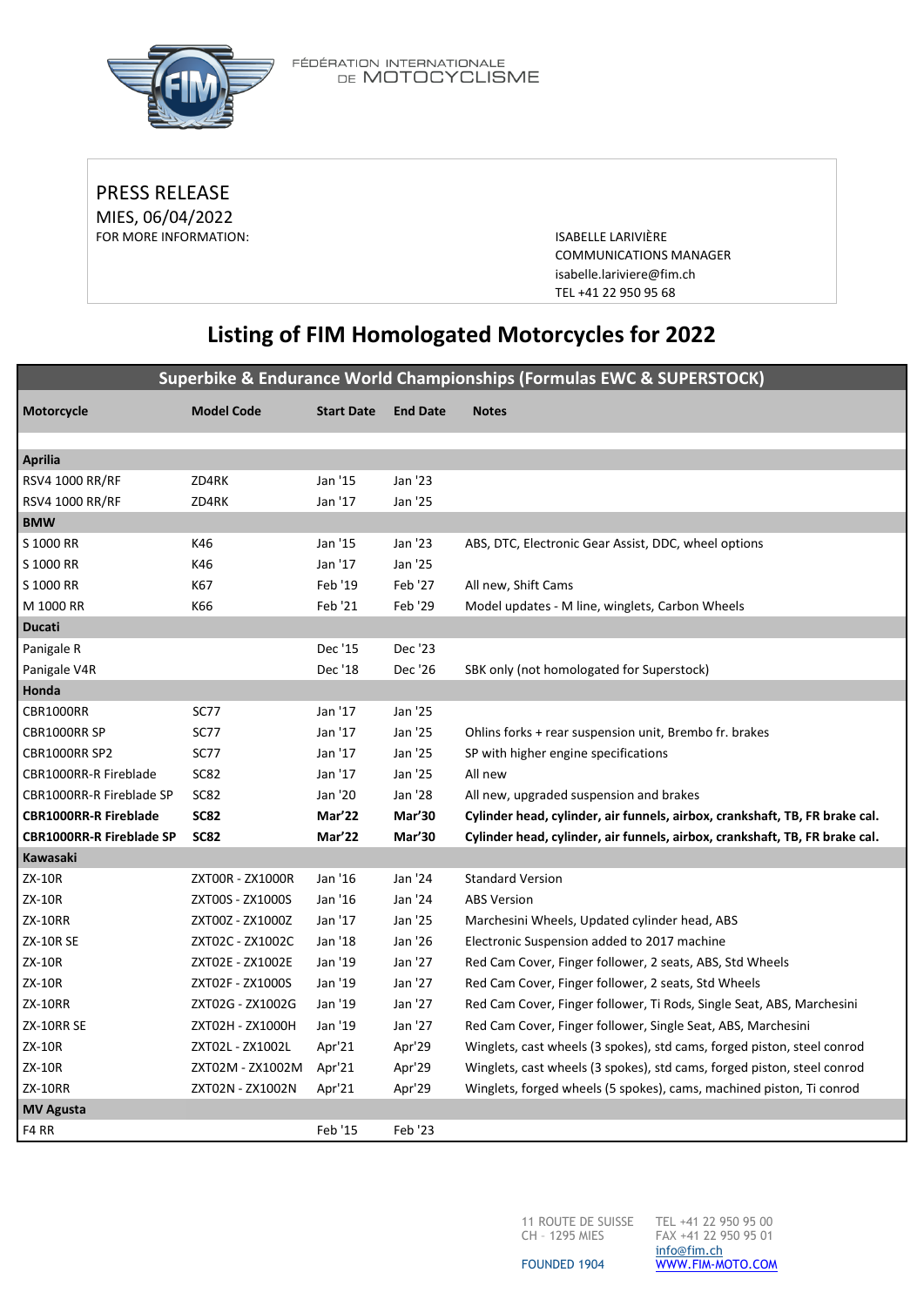FÉDÉRATION INTERNATIONALE DE MOTOCYCLISME

PRESS RELEASE
MIES, 06/04/2022
FOR MORE INFORMATION:

ISABELLE LARIVIÈRE
COMMUNICATIONS MANAGER
isabelle.lariviere@fim.ch
TEL +41 22 950 95 68

# Listing of FIM Homologated Motorcycles for 2022

| Superbike & Endurance World Championships (Formulas EWC & SUPERSTOCK) | | | | |
|---|---|---|---|---|
| **Motorcycle** | **Model Code** | **Start Date** | **End Date** | **Notes** |
| **Aprilia** | | | | |
| RSV4 1000 RR/RF | ZD4RK | Jan '15 | Jan '23 | |
| RSV4 1000 RR/RF | ZD4RK | Jan '17 | Jan '25 | |
| **BMW** | | | | |
| S 1000 RR | K46 | Jan '15 | Jan '23 | ABS, DTC, Electronic Gear Assist, DDC, wheel options |
| S 1000 RR | K46 | Jan '17 | Jan '25 | |
| S 1000 RR | K67 | Feb '19 | Feb '27 | All new, Shift Cams |
| M 1000 RR | K66 | Feb '21 | Feb '29 | Model updates - M line, winglets, Carbon Wheels |
| **Ducati** | | | | |
| Panigale R | | Dec '15 | Dec '23 | |
| Panigale V4R | | Dec '18 | Dec '26 | SBK only (not homologated for Superstock) |
| **Honda** | | | | |
| CBR1000RR | SC77 | Jan '17 | Jan '25 | |
| CBR1000RR SP | SC77 | Jan '17 | Jan '25 | Ohlins forks + rear suspension unit, Brembo fr. brakes |
| CBR1000RR SP2 | SC77 | Jan '17 | Jan '25 | SP with higher engine specifications |
| CBR1000RR-R Fireblade | SC82 | Jan '17 | Jan '25 | All new |
| CBR1000RR-R Fireblade SP | SC82 | Jan '20 | Jan '28 | All new, upgraded suspension and brakes |
| **CBR1000RR-R Fireblade** | **SC82** | **Mar'22** | **Mar'30** | **Cylinder head, cylinder, air funnels, airbox, crankshaft, TB, FR brake cal.** |
| **CBR1000RR-R Fireblade SP** | **SC82** | **Mar'22** | **Mar'30** | **Cylinder head, cylinder, air funnels, airbox, crankshaft, TB, FR brake cal.** |
| **Kawasaki** | | | | |
| ZX-10R | ZXT00R - ZX1000R | Jan '16 | Jan '24 | Standard Version |
| ZX-10R | ZXT00S - ZX1000S | Jan '16 | Jan '24 | ABS Version |
| ZX-10RR | ZXT00Z - ZX1000Z | Jan '17 | Jan '25 | Marchesini Wheels, Updated cylinder head, ABS |
| ZX-10R SE | ZXT02C - ZX1002C | Jan '18 | Jan '26 | Electronic Suspension added to 2017 machine |
| ZX-10R | ZXT02E - ZX1002E | Jan '19 | Jan '27 | Red Cam Cover, Finger follower, 2 seats, ABS, Std Wheels |
| ZX-10R | ZXT02F - ZX1000S | Jan '19 | Jan '27 | Red Cam Cover, Finger follower, 2 seats, Std Wheels |
| ZX-10RR | ZXT02G - ZX1002G | Jan '19 | Jan '27 | Red Cam Cover, Finger follower, Ti Rods, Single Seat, ABS, Marchesini |
| ZX-10RR SE | ZXT02H - ZX1000H | Jan '19 | Jan '27 | Red Cam Cover, Finger follower, Single Seat, ABS, Marchesini |
| ZX-10R | ZXT02L - ZX1002L | Apr'21 | Apr'29 | Winglets, cast wheels (3 spokes), std cams, forged piston, steel conrod |
| ZX-10R | ZXT02M - ZX1002M | Apr'21 | Apr'29 | Winglets, cast wheels (3 spokes), std cams, forged piston, steel conrod |
| ZX-10RR | ZXT02N - ZX1002N | Apr'21 | Apr'29 | Winglets, forged wheels (5 spokes), cams, machined piston, Ti conrod |
| **MV Agusta** | | | | |
| F4 RR | | Feb '15 | Feb '23 | |

11 ROUTE DE SUISSE
CH - 1295 MIES

FOUNDED 1904

TEL +41 22 950 95 00
FAX +41 22 950 95 01
info@fim.ch
WWW.FIM-MOTO.COM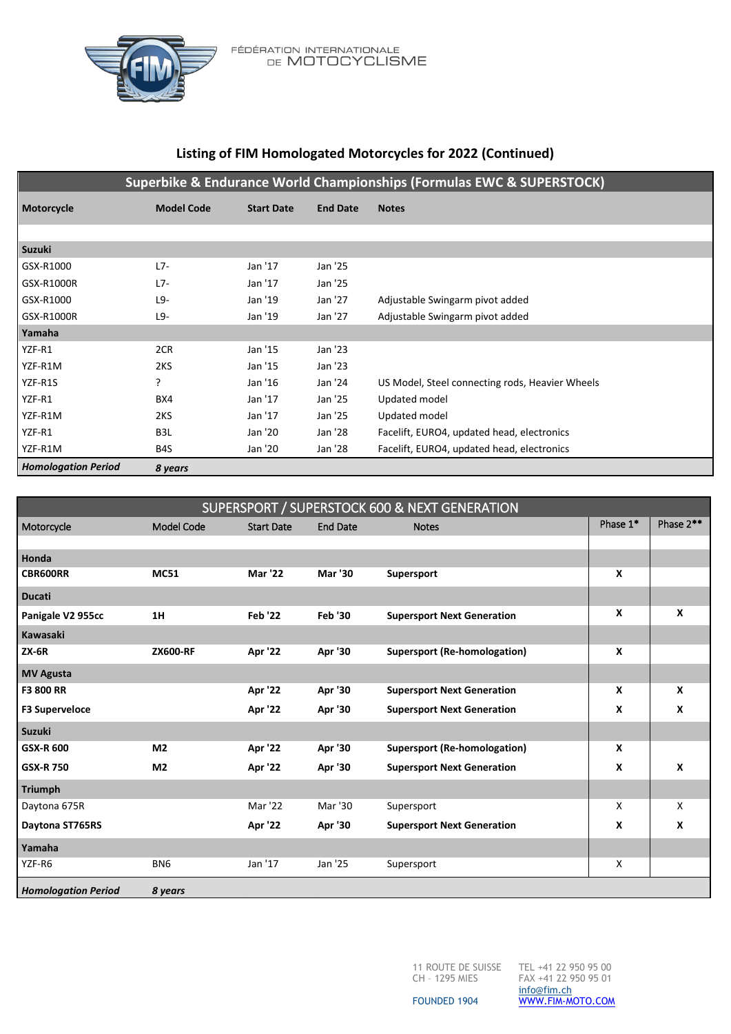FÉDÉRATION INTERNATIONALE DE MOTOCYCLISME

## Listing of FIM Homologated Motorcycles for 2022 (Continued)

| Superbike & Endurance World Championships (Formulas EWC & SUPERSTOCK) | | | | |
|---|---|---|---|---|
| **Motorcycle** | **Model Code** | **Start Date** | **End Date** | **Notes** |
| **Suzuki** | | | | |
| GSX-R1000 | L7- | Jan '17 | Jan '25 | |
| GSX-R1000R | L7- | Jan '17 | Jan '25 | |
| GSX-R1000 | L9- | Jan '19 | Jan '27 | Adjustable Swingarm pivot added |
| GSX-R1000R | L9- | Jan '19 | Jan '27 | Adjustable Swingarm pivot added |
| **Yamaha** | | | | |
| YZF-R1 | 2CR | Jan '15 | Jan '23 | |
| YZF-R1M | 2KS | Jan '15 | Jan '23 | |
| YZF-R1S | ? | Jan '16 | Jan '24 | US Model, Steel connecting rods, Heavier Wheels |
| YZF-R1 | BX4 | Jan '17 | Jan '25 | Updated model |
| YZF-R1M | 2KS | Jan '17 | Jan '25 | Updated model |
| YZF-R1 | B3L | Jan '20 | Jan '28 | Facelift, EURO4, updated head, electronics |
| YZF-R1M | B4S | Jan '20 | Jan '28 | Facelift, EURO4, updated head, electronics |
| ***Homologation Period*** | ***8 years*** | | | |

| SUPERSPORT / SUPERSTOCK 600 & NEXT GENERATION | | | | | | |
|---|---|---|---|---|---|---|
| Motorcycle | Model Code | Start Date | End Date | Notes | Phase 1* | Phase 2** |
| **Honda** | | | | | | |
| **CBR600RR** | **MC51** | **Mar '22** | **Mar '30** | **Supersport** | **X** | |
| **Ducati** | | | | | | |
| **Panigale V2 955cc** | **1H** | **Feb '22** | **Feb '30** | **Supersport Next Generation** | **X** | **X** |
| **Kawasaki** | | | | | | |
| **ZX-6R** | **ZX600-RF** | **Apr '22** | **Apr '30** | **Supersport (Re-homologation)** | **X** | |
| **MV Agusta** | | | | | | |
| **F3 800 RR** | | **Apr '22** | **Apr '30** | **Supersport Next Generation** | **X** | **X** |
| **F3 Superveloce** | | **Apr '22** | **Apr '30** | **Supersport Next Generation** | **X** | **X** |
| **Suzuki** | | | | | | |
| **GSX-R 600** | **M2** | **Apr '22** | **Apr '30** | **Supersport (Re-homologation)** | **X** | |
| **GSX-R 750** | **M2** | **Apr '22** | **Apr '30** | **Supersport Next Generation** | **X** | **X** |
| **Triumph** | | | | | | |
| Daytona 675R | | Mar '22 | Mar '30 | Supersport | X | X |
| **Daytona ST765RS** | | **Apr '22** | **Apr '30** | **Supersport Next Generation** | **X** | **X** |
| **Yamaha** | | | | | | |
| YZF-R6 | BN6 | Jan '17 | Jan '25 | Supersport | X | |
| ***Homologation Period*** | ***8 years*** | | | | | |

11 ROUTE DE SUISSE
CH - 1295 MIES

FOUNDED 1904

TEL +41 22 950 95 00
FAX +41 22 950 95 01
info@fim.ch
WWW.FIM-MOTO.COM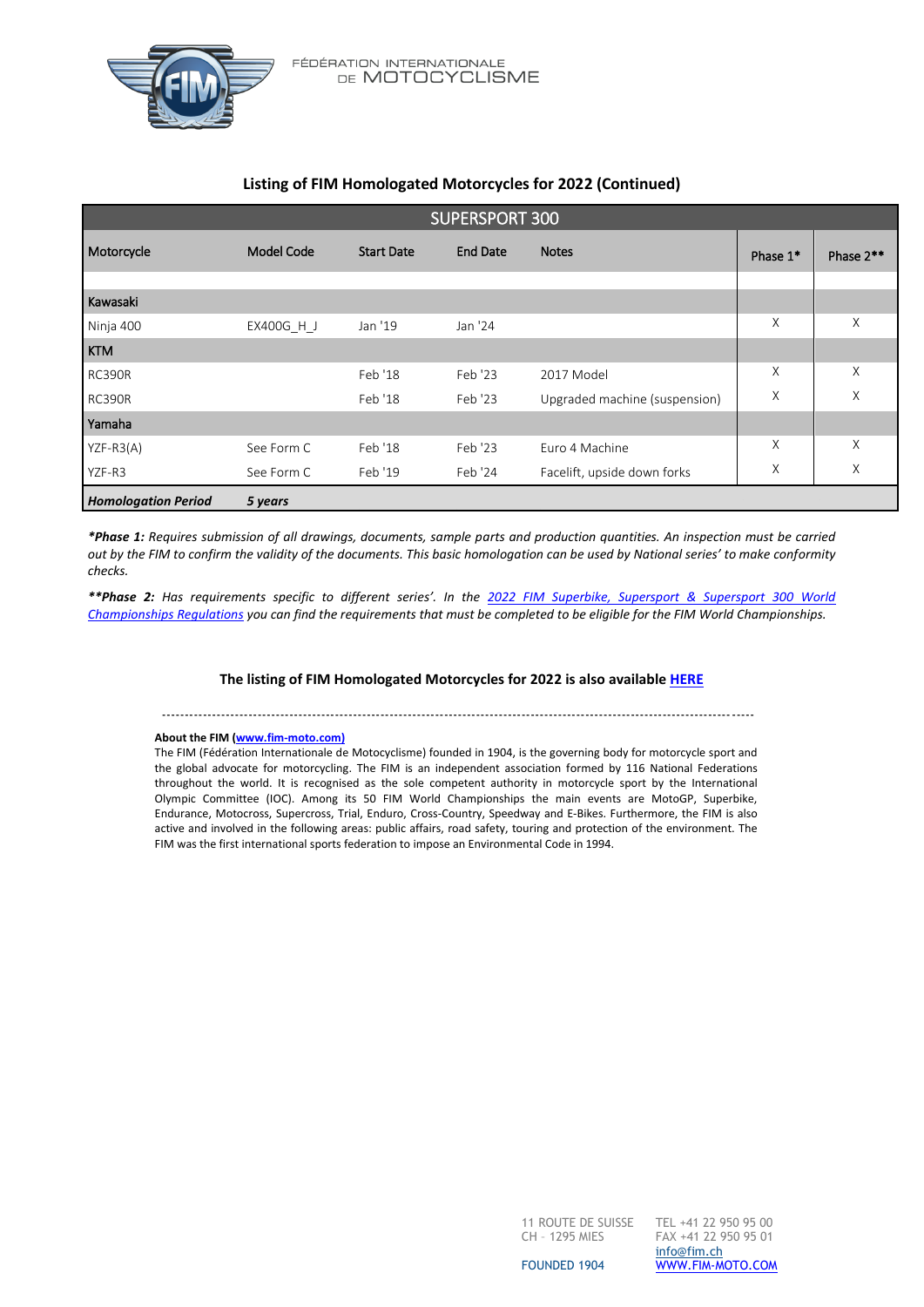FÉDÉRATION INTERNATIONALE DE MOTOCYCLISME

## Listing of FIM Homologated Motorcycles for 2022 (Continued)

| SUPERSPORT 300 | | | | | | |
|---|---|---|---|---|---|---|
| Motorcycle | Model Code | Start Date | End Date | Notes | Phase 1* | Phase 2** |
| **Kawasaki** | | | | | | |
| Ninja 400 | EX400G_H_J | Jan '19 | Jan '24 | | X | X |
| **KTM** | | | | | | |
| RC390R | | Feb '18 | Feb '23 | 2017 Model | X | X |
| RC390R | | Feb '18 | Feb '23 | Upgraded machine (suspension) | X | X |
| **Yamaha** | | | | | | |
| YZF-R3(A) | See Form C | Feb '18 | Feb '23 | Euro 4 Machine | X | X |
| YZF-R3 | See Form C | Feb '19 | Feb '24 | Facelift, upside down forks | X | X |
| ***Homologation Period*** | ***5 years*** | | | | | |

***Phase 1:** Requires submission of all drawings, documents, sample parts and production quantities. An inspection must be carried out by the FIM to confirm the validity of the documents. This basic homologation can be used by National series' to make conformity checks.*

***\*Phase 2:** Has requirements specific to different series'. In the 2022 FIM Superbike, Supersport & Supersport 300 World Championships Regulations you can find the requirements that must be completed to be eligible for the FIM World Championships.*

**The listing of FIM Homologated Motorcycles for 2022 is also available HERE**

---

**About the FIM (www.fim-moto.com)**

The FIM (Fédération Internationale de Motocyclisme) founded in 1904, is the governing body for motorcycle sport and the global advocate for motorcycling. The FIM is an independent association formed by 116 National Federations throughout the world. It is recognised as the sole competent authority in motorcycle sport by the International Olympic Committee (IOC). Among its 50 FIM World Championships the main events are MotoGP, Superbike, Endurance, Motocross, Supercross, Trial, Enduro, Cross-Country, Speedway and E-Bikes. Furthermore, the FIM is also active and involved in the following areas: public affairs, road safety, touring and protection of the environment. The FIM was the first international sports federation to impose an Environmental Code in 1994.

11 ROUTE DE SUISSE
CH - 1295 MIES

FOUNDED 1904

TEL +41 22 950 95 00
FAX +41 22 950 95 01
info@fim.ch
WWW.FIM-MOTO.COM